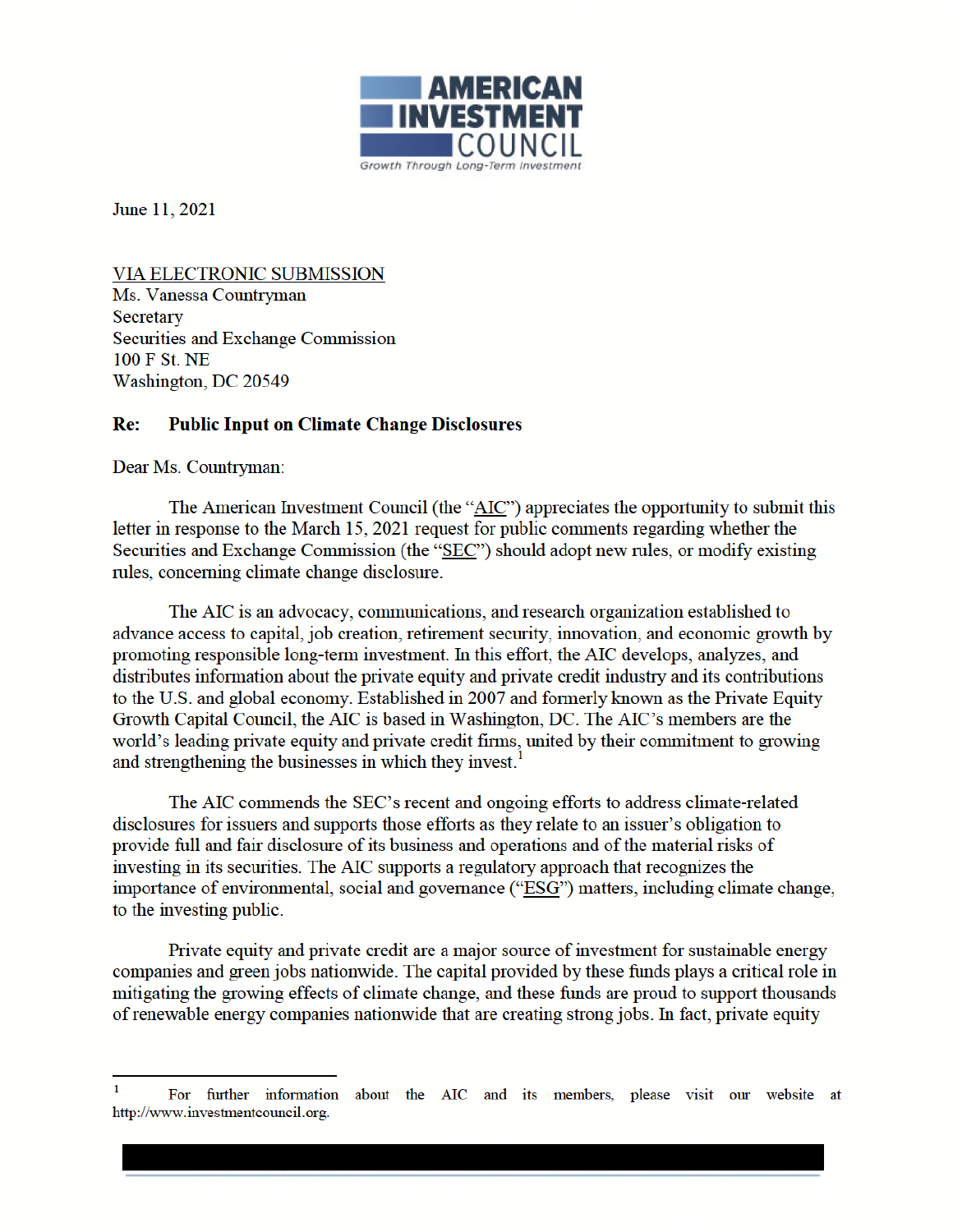**AMERICAN INVESTMENT COUNCIL**
*Growth Through Long-Term Investment*

June 11, 2021

VIA ELECTRONIC SUBMISSION
Ms. Vanessa Countryman
Secretary
Securities and Exchange Commission
100 F St. NE
Washington, DC 20549

**Re: Public Input on Climate Change Disclosures**

Dear Ms. Countryman:

The American Investment Council (the "AIC") appreciates the opportunity to submit this letter in response to the March 15, 2021 request for public comments regarding whether the Securities and Exchange Commission (the "SEC") should adopt new rules, or modify existing rules, concerning climate change disclosure.

The AIC is an advocacy, communications, and research organization established to advance access to capital, job creation, retirement security, innovation, and economic growth by promoting responsible long-term investment. In this effort, the AIC develops, analyzes, and distributes information about the private equity and private credit industry and its contributions to the U.S. and global economy. Established in 2007 and formerly known as the Private Equity Growth Capital Council, the AIC is based in Washington, DC. The AIC's members are the world's leading private equity and private credit firms, united by their commitment to growing and strengthening the businesses in which they invest.[1]

The AIC commends the SEC's recent and ongoing efforts to address climate-related disclosures for issuers and supports those efforts as they relate to an issuer's obligation to provide full and fair disclosure of its business and operations and of the material risks of investing in its securities. The AIC supports a regulatory approach that recognizes the importance of environmental, social and governance ("ESG") matters, including climate change, to the investing public.

Private equity and private credit are a major source of investment for sustainable energy companies and green jobs nationwide. The capital provided by these funds plays a critical role in mitigating the growing effects of climate change, and these funds are proud to support thousands of renewable energy companies nationwide that are creating strong jobs. In fact, private equity

---

[1] For further information about the AIC and its members, please visit our website at http://www.investmentcouncil.org.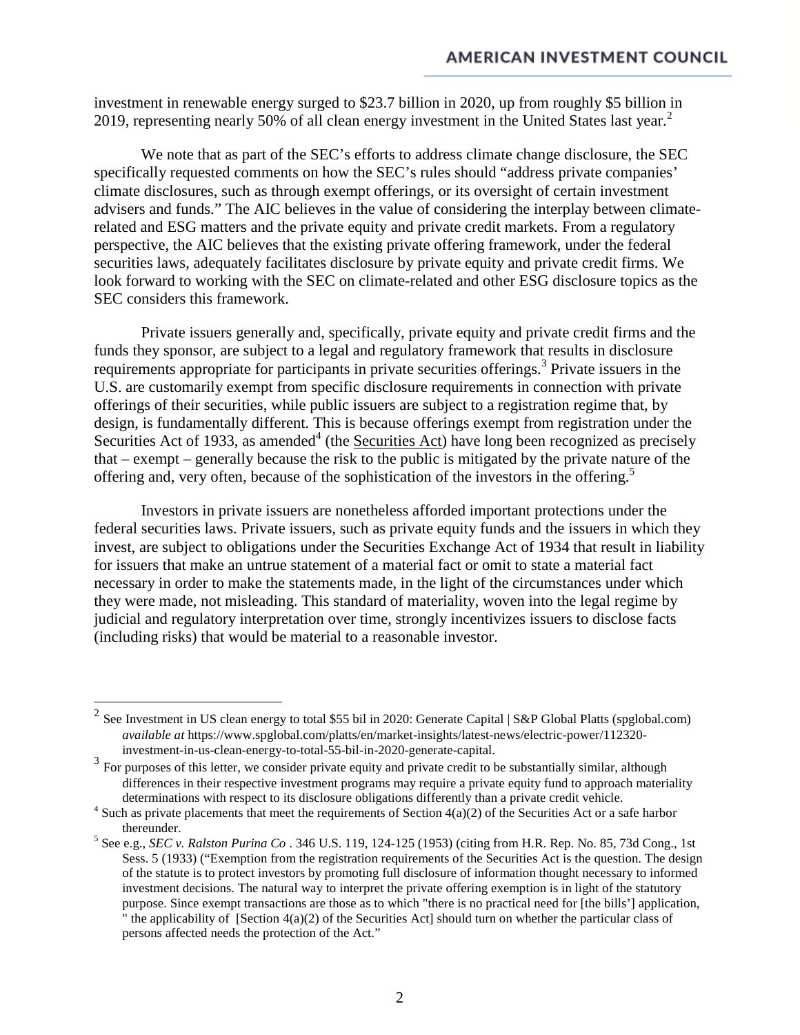investment in renewable energy surged to $23.7 billion in 2020, up from roughly $5 billion in 2019, representing nearly 50% of all clean energy investment in the United States last year.[2]

We note that as part of the SEC's efforts to address climate change disclosure, the SEC specifically requested comments on how the SEC's rules should "address private companies' climate disclosures, such as through exempt offerings, or its oversight of certain investment advisers and funds." The AIC believes in the value of considering the interplay between climate-related and ESG matters and the private equity and private credit markets. From a regulatory perspective, the AIC believes that the existing private offering framework, under the federal securities laws, adequately facilitates disclosure by private equity and private credit firms. We look forward to working with the SEC on climate-related and other ESG disclosure topics as the SEC considers this framework.

Private issuers generally and, specifically, private equity and private credit firms and the funds they sponsor, are subject to a legal and regulatory framework that results in disclosure requirements appropriate for participants in private securities offerings.[3] Private issuers in the U.S. are customarily exempt from specific disclosure requirements in connection with private offerings of their securities, while public issuers are subject to a registration regime that, by design, is fundamentally different. This is because offerings exempt from registration under the Securities Act of 1933, as amended[4] (the <u>Securities Act</u>) have long been recognized as precisely that – exempt – generally because the risk to the public is mitigated by the private nature of the offering and, very often, because of the sophistication of the investors in the offering.[5]

Investors in private issuers are nonetheless afforded important protections under the federal securities laws. Private issuers, such as private equity funds and the issuers in which they invest, are subject to obligations under the Securities Exchange Act of 1934 that result in liability for issuers that make an untrue statement of a material fact or omit to state a material fact necessary in order to make the statements made, in the light of the circumstances under which they were made, not misleading. This standard of materiality, woven into the legal regime by judicial and regulatory interpretation over time, strongly incentivizes issuers to disclose facts (including risks) that would be material to a reasonable investor.

---

[2] See Investment in US clean energy to total $55 bil in 2020: Generate Capital | S&P Global Platts (spglobal.com) *available at* https://www.spglobal.com/platts/en/market-insights/latest-news/electric-power/112320-investment-in-us-clean-energy-to-total-55-bil-in-2020-generate-capital.

[3] For purposes of this letter, we consider private equity and private credit to be substantially similar, although differences in their respective investment programs may require a private equity fund to approach materiality determinations with respect to its disclosure obligations differently than a private credit vehicle.

[4] Such as private placements that meet the requirements of Section 4(a)(2) of the Securities Act or a safe harbor thereunder.

[5] See e.g., *SEC v. Ralston Purina Co* . 346 U.S. 119, 124-125 (1953) (citing from H.R. Rep. No. 85, 73d Cong., 1st Sess. 5 (1933) ("Exemption from the registration requirements of the Securities Act is the question. The design of the statute is to protect investors by promoting full disclosure of information thought necessary to informed investment decisions. The natural way to interpret the private offering exemption is in light of the statutory purpose. Since exempt transactions are those as to which "there is no practical need for [the bills'] application, " the applicability of [Section 4(a)(2) of the Securities Act] should turn on whether the particular class of persons affected needs the protection of the Act."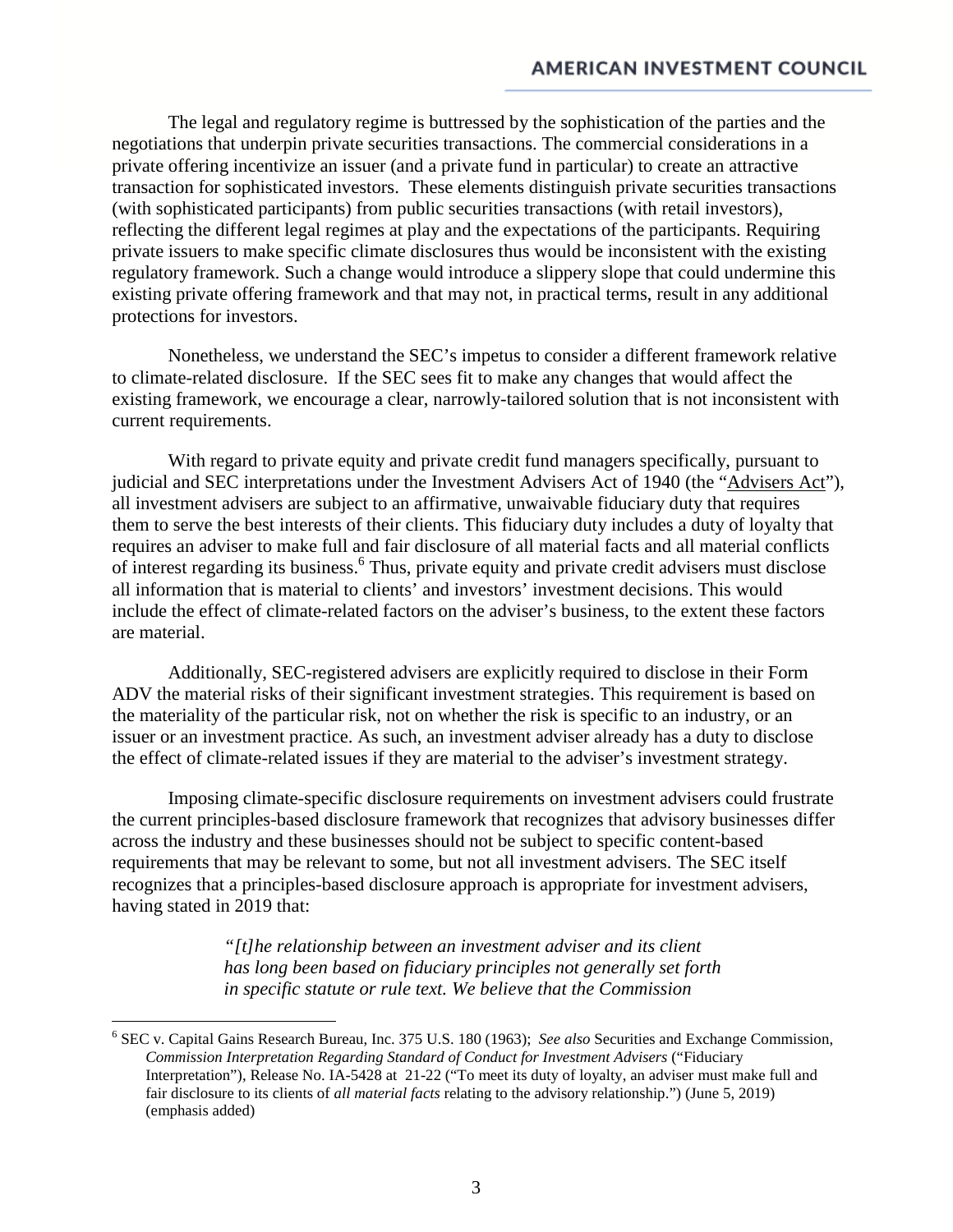The legal and regulatory regime is buttressed by the sophistication of the parties and the negotiations that underpin private securities transactions. The commercial considerations in a private offering incentivize an issuer (and a private fund in particular) to create an attractive transaction for sophisticated investors. These elements distinguish private securities transactions (with sophisticated participants) from public securities transactions (with retail investors), reflecting the different legal regimes at play and the expectations of the participants. Requiring private issuers to make specific climate disclosures thus would be inconsistent with the existing regulatory framework. Such a change would introduce a slippery slope that could undermine this existing private offering framework and that may not, in practical terms, result in any additional protections for investors.

Nonetheless, we understand the SEC's impetus to consider a different framework relative to climate-related disclosure. If the SEC sees fit to make any changes that would affect the existing framework, we encourage a clear, narrowly-tailored solution that is not inconsistent with current requirements.

With regard to private equity and private credit fund managers specifically, pursuant to judicial and SEC interpretations under the Investment Advisers Act of 1940 (the "Advisers Act"), all investment advisers are subject to an affirmative, unwaivable fiduciary duty that requires them to serve the best interests of their clients. This fiduciary duty includes a duty of loyalty that requires an adviser to make full and fair disclosure of all material facts and all material conflicts of interest regarding its business.[6] Thus, private equity and private credit advisers must disclose all information that is material to clients' and investors' investment decisions. This would include the effect of climate-related factors on the adviser's business, to the extent these factors are material.

Additionally, SEC-registered advisers are explicitly required to disclose in their Form ADV the material risks of their significant investment strategies. This requirement is based on the materiality of the particular risk, not on whether the risk is specific to an industry, or an issuer or an investment practice. As such, an investment adviser already has a duty to disclose the effect of climate-related issues if they are material to the adviser's investment strategy.

Imposing climate-specific disclosure requirements on investment advisers could frustrate the current principles-based disclosure framework that recognizes that advisory businesses differ across the industry and these businesses should not be subject to specific content-based requirements that may be relevant to some, but not all investment advisers. The SEC itself recognizes that a principles-based disclosure approach is appropriate for investment advisers, having stated in 2019 that:

> *"[t]he relationship between an investment adviser and its client has long been based on fiduciary principles not generally set forth in specific statute or rule text. We believe that the Commission*

---

[6] SEC v. Capital Gains Research Bureau, Inc. 375 U.S. 180 (1963); *See also* Securities and Exchange Commission, *Commission Interpretation Regarding Standard of Conduct for Investment Advisers* ("Fiduciary Interpretation"), Release No. IA-5428 at 21-22 ("To meet its duty of loyalty, an adviser must make full and fair disclosure to its clients of *all material facts* relating to the advisory relationship.") (June 5, 2019) (emphasis added)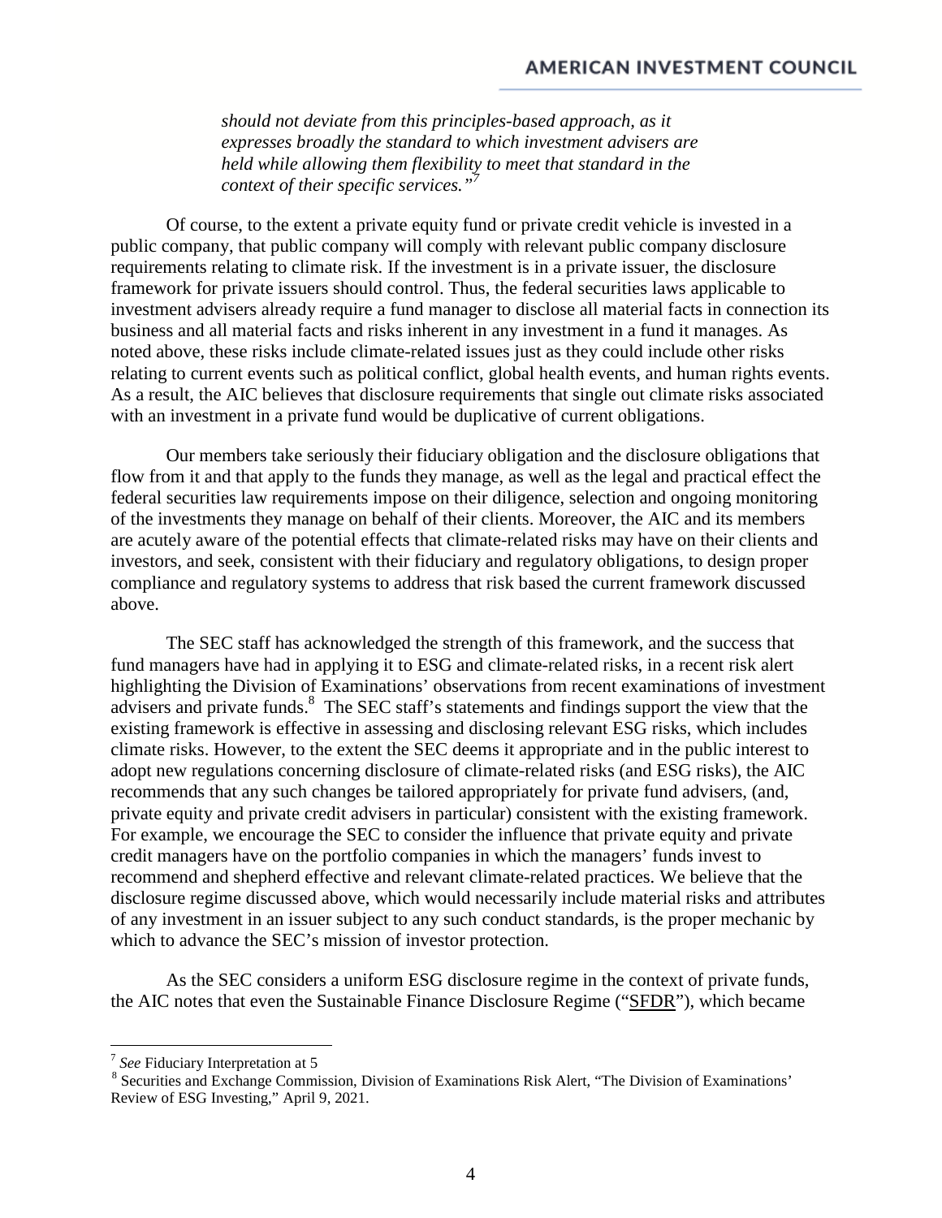> *should not deviate from this principles-based approach, as it expresses broadly the standard to which investment advisers are held while allowing them flexibility to meet that standard in the context of their specific services."*[7]

Of course, to the extent a private equity fund or private credit vehicle is invested in a public company, that public company will comply with relevant public company disclosure requirements relating to climate risk. If the investment is in a private issuer, the disclosure framework for private issuers should control. Thus, the federal securities laws applicable to investment advisers already require a fund manager to disclose all material facts in connection its business and all material facts and risks inherent in any investment in a fund it manages. As noted above, these risks include climate-related issues just as they could include other risks relating to current events such as political conflict, global health events, and human rights events. As a result, the AIC believes that disclosure requirements that single out climate risks associated with an investment in a private fund would be duplicative of current obligations.

Our members take seriously their fiduciary obligation and the disclosure obligations that flow from it and that apply to the funds they manage, as well as the legal and practical effect the federal securities law requirements impose on their diligence, selection and ongoing monitoring of the investments they manage on behalf of their clients. Moreover, the AIC and its members are acutely aware of the potential effects that climate-related risks may have on their clients and investors, and seek, consistent with their fiduciary and regulatory obligations, to design proper compliance and regulatory systems to address that risk based the current framework discussed above.

The SEC staff has acknowledged the strength of this framework, and the success that fund managers have had in applying it to ESG and climate-related risks, in a recent risk alert highlighting the Division of Examinations' observations from recent examinations of investment advisers and private funds.[8] The SEC staff's statements and findings support the view that the existing framework is effective in assessing and disclosing relevant ESG risks, which includes climate risks. However, to the extent the SEC deems it appropriate and in the public interest to adopt new regulations concerning disclosure of climate-related risks (and ESG risks), the AIC recommends that any such changes be tailored appropriately for private fund advisers, (and, private equity and private credit advisers in particular) consistent with the existing framework. For example, we encourage the SEC to consider the influence that private equity and private credit managers have on the portfolio companies in which the managers' funds invest to recommend and shepherd effective and relevant climate-related practices. We believe that the disclosure regime discussed above, which would necessarily include material risks and attributes of any investment in an issuer subject to any such conduct standards, is the proper mechanic by which to advance the SEC's mission of investor protection.

As the SEC considers a uniform ESG disclosure regime in the context of private funds, the AIC notes that even the Sustainable Finance Disclosure Regime ("SFDR"), which became

---

[7] *See* Fiduciary Interpretation at 5

[8] Securities and Exchange Commission, Division of Examinations Risk Alert, "The Division of Examinations' Review of ESG Investing," April 9, 2021.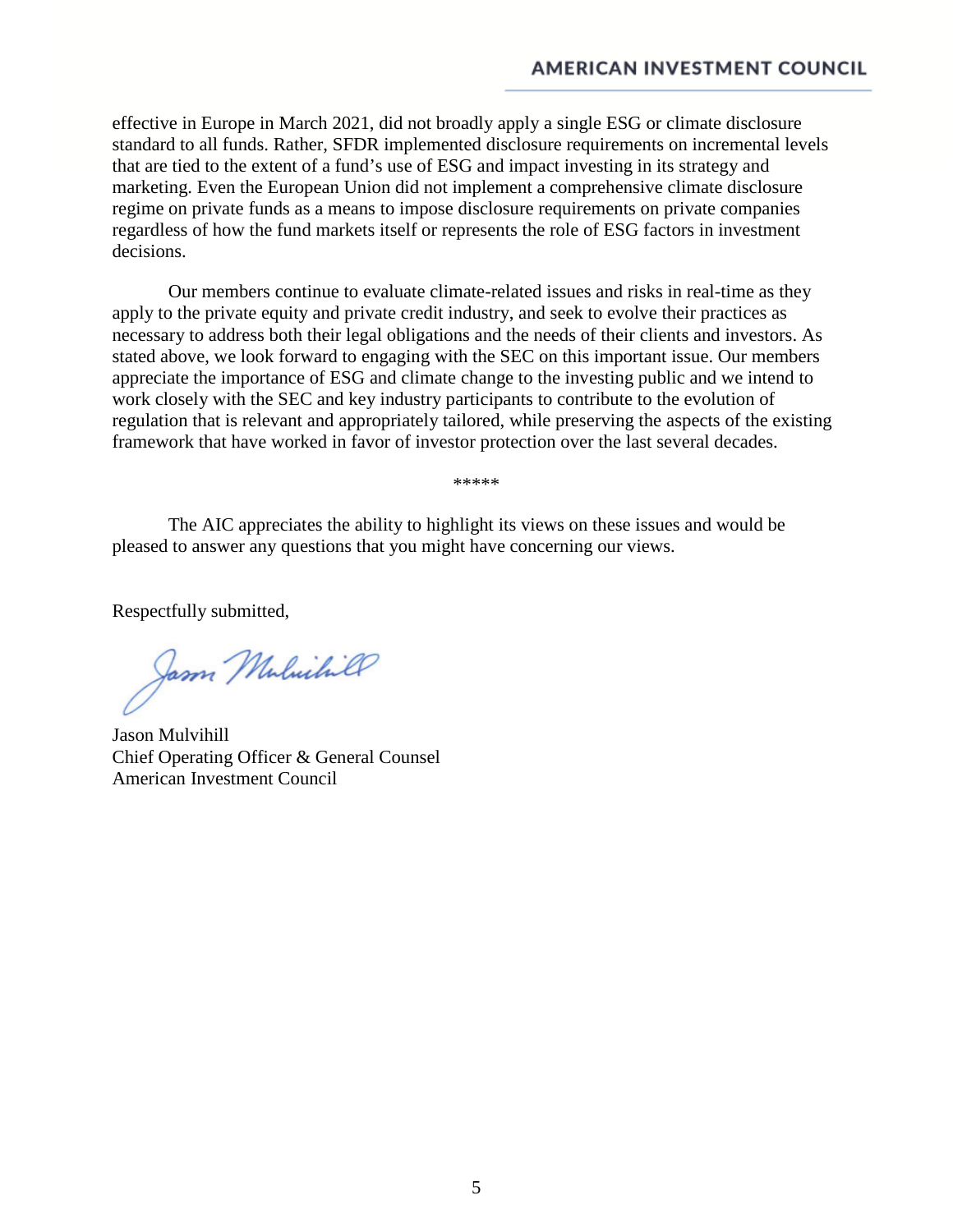effective in Europe in March 2021, did not broadly apply a single ESG or climate disclosure standard to all funds. Rather, SFDR implemented disclosure requirements on incremental levels that are tied to the extent of a fund's use of ESG and impact investing in its strategy and marketing. Even the European Union did not implement a comprehensive climate disclosure regime on private funds as a means to impose disclosure requirements on private companies regardless of how the fund markets itself or represents the role of ESG factors in investment decisions.

Our members continue to evaluate climate-related issues and risks in real-time as they apply to the private equity and private credit industry, and seek to evolve their practices as necessary to address both their legal obligations and the needs of their clients and investors. As stated above, we look forward to engaging with the SEC on this important issue. Our members appreciate the importance of ESG and climate change to the investing public and we intend to work closely with the SEC and key industry participants to contribute to the evolution of regulation that is relevant and appropriately tailored, while preserving the aspects of the existing framework that have worked in favor of investor protection over the last several decades.

*****

The AIC appreciates the ability to highlight its views on these issues and would be pleased to answer any questions that you might have concerning our views.

Respectfully submitted,

Jason Mulvihill
Chief Operating Officer & General Counsel
American Investment Council